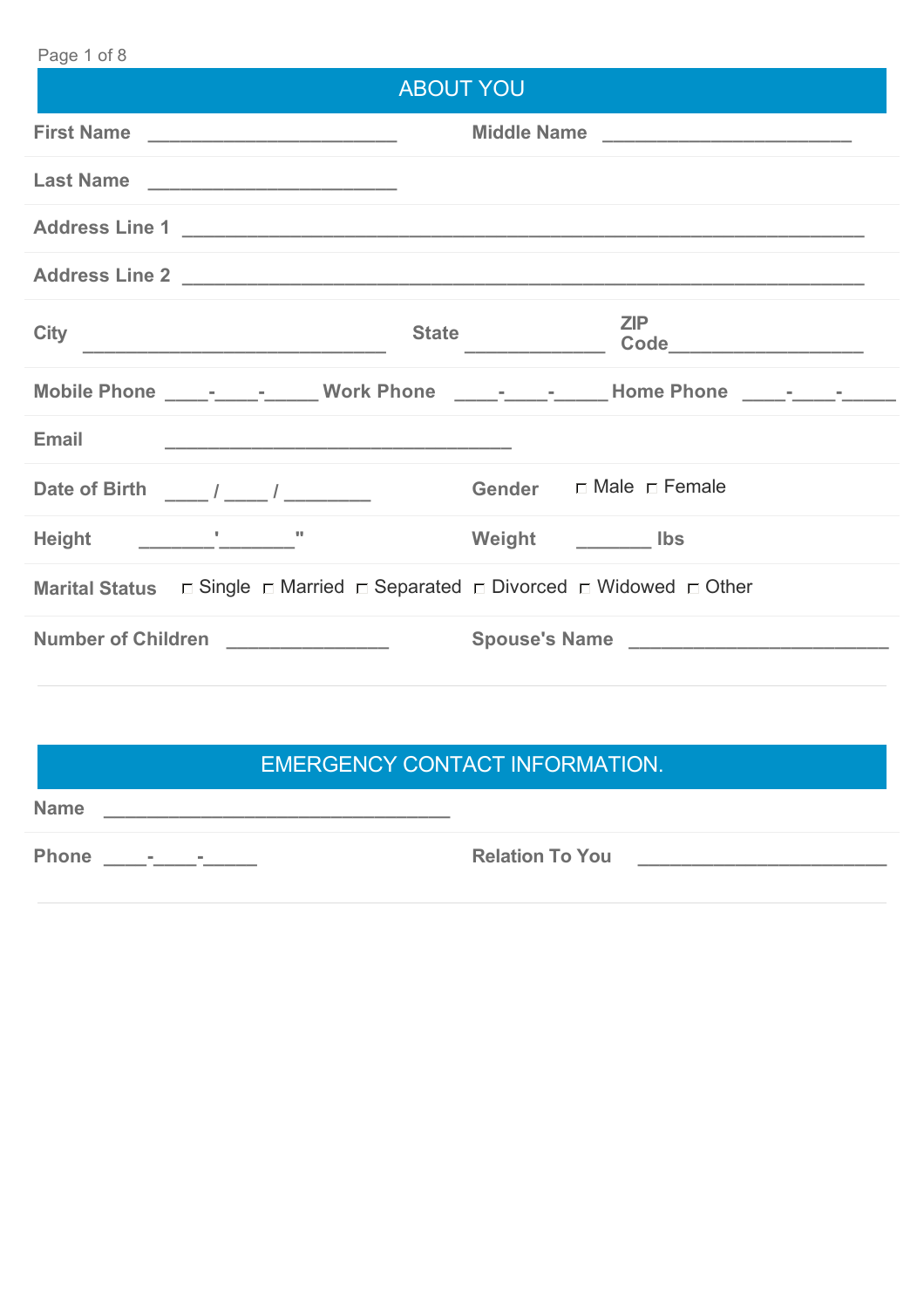## ABOUT YOU

**First Name** ________________________ **Middle Name** ________________________

**Last Name** ________________________

**Address Line 1** ________________________________________________________________

**Address Line 2** ________________________________________________________________

**City** ______________________________ **State** ______________ **ZIP Code** ___________________

**Mobile Phone** ____-____-_____ **Work Phone** ____-____-_____ **Home Phone** ____-____-_____

**Email** _________________________________

**Date of Birth** ____ / ____ / ________ **Gender** ☐ Male ☐ Female

**Height** _______'_______" **Weight** _______ **lbs**

**Marital Status** ☐ Single ☐ Married ☐ Separated ☐ Divorced ☐ Widowed ☐ Other

**Number of Children** _______________ **Spouse's Name** _________________________

## EMERGENCY CONTACT INFORMATION.

**Name** _________________________________

**Phone** ____-____-_____ **Relation To You** ________________________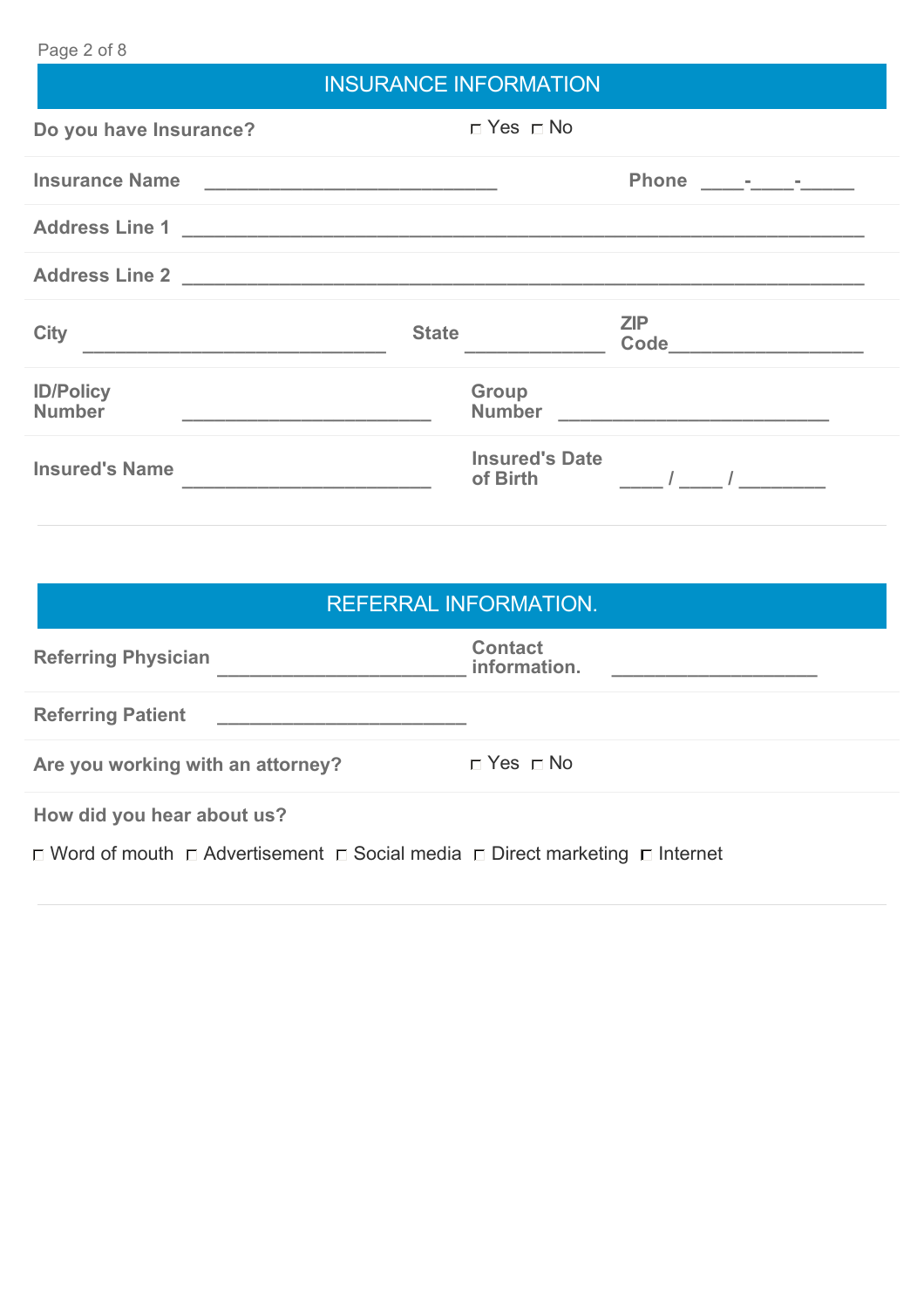## INSURANCE INFORMATION

**Do you have Insurance?** ☐ Yes ☐ No

**Insurance Name** ___________________________ **Phone** ____-____-_____

**Address Line 1** _______________________________________________________________

**Address Line 2** _______________________________________________________________

**City** ____________________________ **State** _____________ **ZIP Code** __________________

**ID/Policy Number** _______________________ **Group Number** _________________________

**Insured's Name** _______________________ **Insured's Date of Birth** ____ / ____ / ________

## REFERRAL INFORMATION.

**Referring Physician** _______________________ **Contact information.** ___________________

**Referring Patient** _______________________

**Are you working with an attorney?** ☐ Yes ☐ No

**How did you hear about us?**

☐ Word of mouth ☐ Advertisement ☐ Social media ☐ Direct marketing ☐ Internet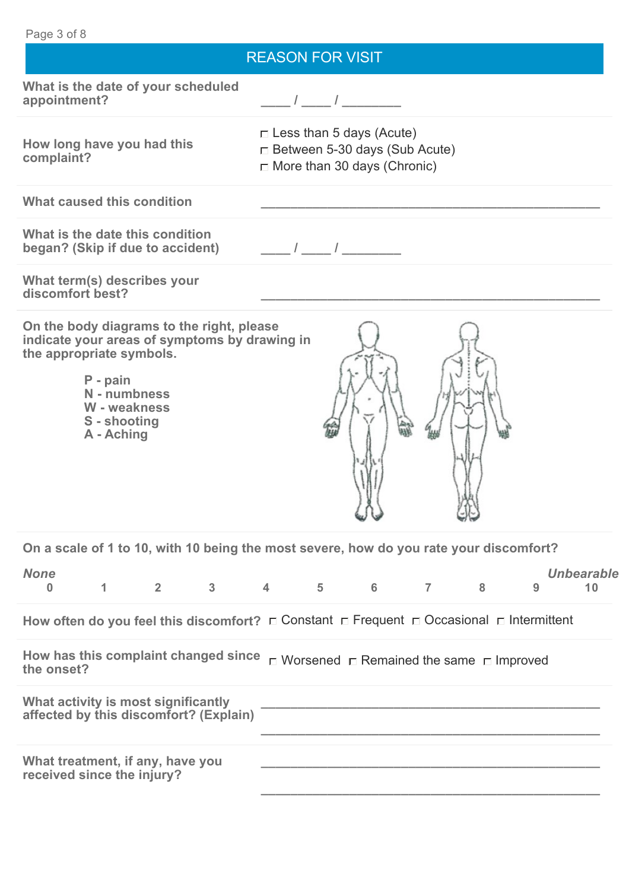## REASON FOR VISIT

**What is the date of your scheduled appointment?** \_\_\_\_ / \_\_\_\_ / \_\_\_\_\_\_\_\_

**How long have you had this complaint?**

- ☐ Less than 5 days (Acute)
- ☐ Between 5-30 days (Sub Acute)
- ☐ More than 30 days (Chronic)

**What caused this condition** \_\_\_\_\_\_\_\_\_\_\_\_\_\_\_\_\_\_\_\_\_\_\_\_\_\_\_\_\_\_\_\_\_\_\_\_\_\_\_\_\_\_\_\_

**What is the date this condition began? (Skip if due to accident)** \_\_\_\_ / \_\_\_\_ / \_\_\_\_\_\_\_\_

**What term(s) describes your discomfort best?** \_\_\_\_\_\_\_\_\_\_\_\_\_\_\_\_\_\_\_\_\_\_\_\_\_\_\_\_\_\_\_\_\_\_\_\_\_\_\_\_\_\_\_\_

**On the body diagrams to the right, please indicate your areas of symptoms by drawing in the appropriate symbols.**

**P - pain**
**N - numbness**
**W - weakness**
**S - shooting**
**A - Aching**

**On a scale of 1 to 10, with 10 being the most severe, how do you rate your discomfort?**

| *None* | | | | | | | | | | *Unbearable* |
|---|---|---|---|---|---|---|---|---|---|---|
| 0 | 1 | 2 | 3 | 4 | 5 | 6 | 7 | 8 | 9 | 10 |

**How often do you feel this discomfort?** ☐ Constant ☐ Frequent ☐ Occasional ☐ Intermittent

**How has this complaint changed since the onset?** ☐ Worsened ☐ Remained the same ☐ Improved

**What activity is most significantly affected by this discomfort? (Explain)** \_\_\_\_\_\_\_\_\_\_\_\_\_\_\_\_\_\_\_\_\_\_\_\_\_\_\_\_\_\_\_\_\_\_\_\_\_\_\_\_\_\_\_\_

\_\_\_\_\_\_\_\_\_\_\_\_\_\_\_\_\_\_\_\_\_\_\_\_\_\_\_\_\_\_\_\_\_\_\_\_\_\_\_\_\_\_\_\_

**What treatment, if any, have you received since the injury?** \_\_\_\_\_\_\_\_\_\_\_\_\_\_\_\_\_\_\_\_\_\_\_\_\_\_\_\_\_\_\_\_\_\_\_\_\_\_\_\_\_\_\_\_

\_\_\_\_\_\_\_\_\_\_\_\_\_\_\_\_\_\_\_\_\_\_\_\_\_\_\_\_\_\_\_\_\_\_\_\_\_\_\_\_\_\_\_\_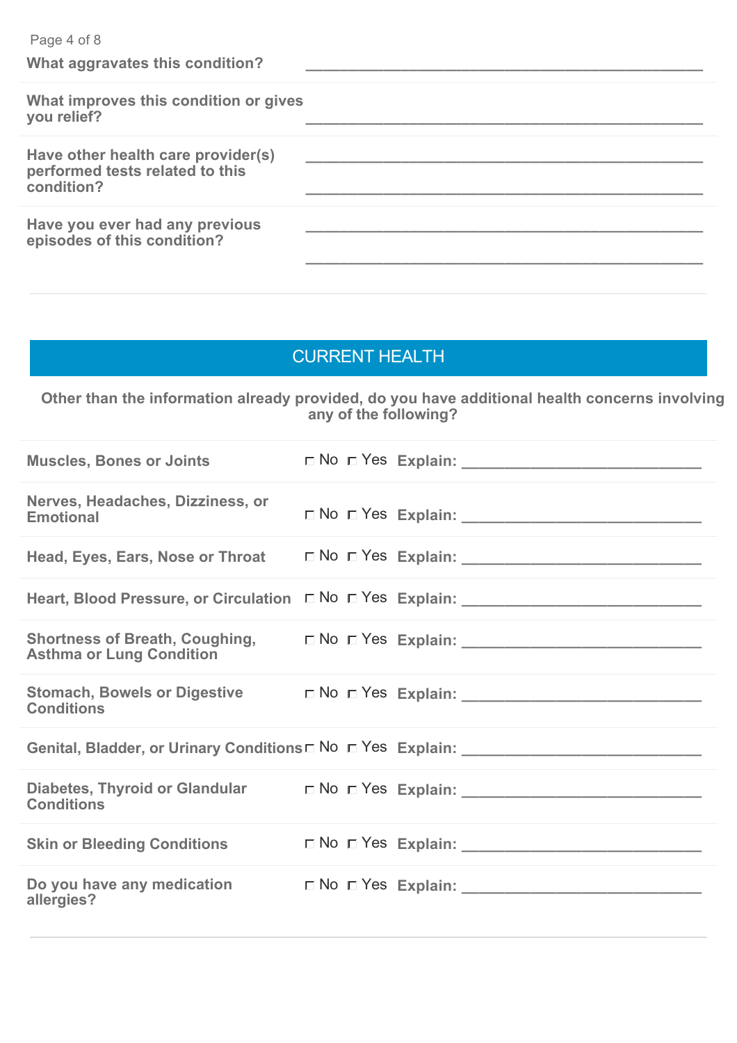**What aggravates this condition?** ______________________________________________

**What improves this condition or gives you relief?** ______________________________________________

**Have other health care provider(s) performed tests related to this condition?** ______________________________________________

______________________________________________

**Have you ever had any previous episodes of this condition?** ______________________________________________

______________________________________________

## CURRENT HEALTH

**Other than the information already provided, do you have additional health concerns involving any of the following?**

| | | |
|---|---|---|
| **Muscles, Bones or Joints** | ☐ No ☐ Yes | **Explain:** ____________________________ |
| **Nerves, Headaches, Dizziness, or Emotional** | ☐ No ☐ Yes | **Explain:** ____________________________ |
| **Head, Eyes, Ears, Nose or Throat** | ☐ No ☐ Yes | **Explain:** ____________________________ |
| **Heart, Blood Pressure, or Circulation** | ☐ No ☐ Yes | **Explain:** ____________________________ |
| **Shortness of Breath, Coughing, Asthma or Lung Condition** | ☐ No ☐ Yes | **Explain:** ____________________________ |
| **Stomach, Bowels or Digestive Conditions** | ☐ No ☐ Yes | **Explain:** ____________________________ |
| **Genital, Bladder, or Urinary Conditions** | ☐ No ☐ Yes | **Explain:** ____________________________ |
| **Diabetes, Thyroid or Glandular Conditions** | ☐ No ☐ Yes | **Explain:** ____________________________ |
| **Skin or Bleeding Conditions** | ☐ No ☐ Yes | **Explain:** ____________________________ |
| **Do you have any medication allergies?** | ☐ No ☐ Yes | **Explain:** ____________________________ |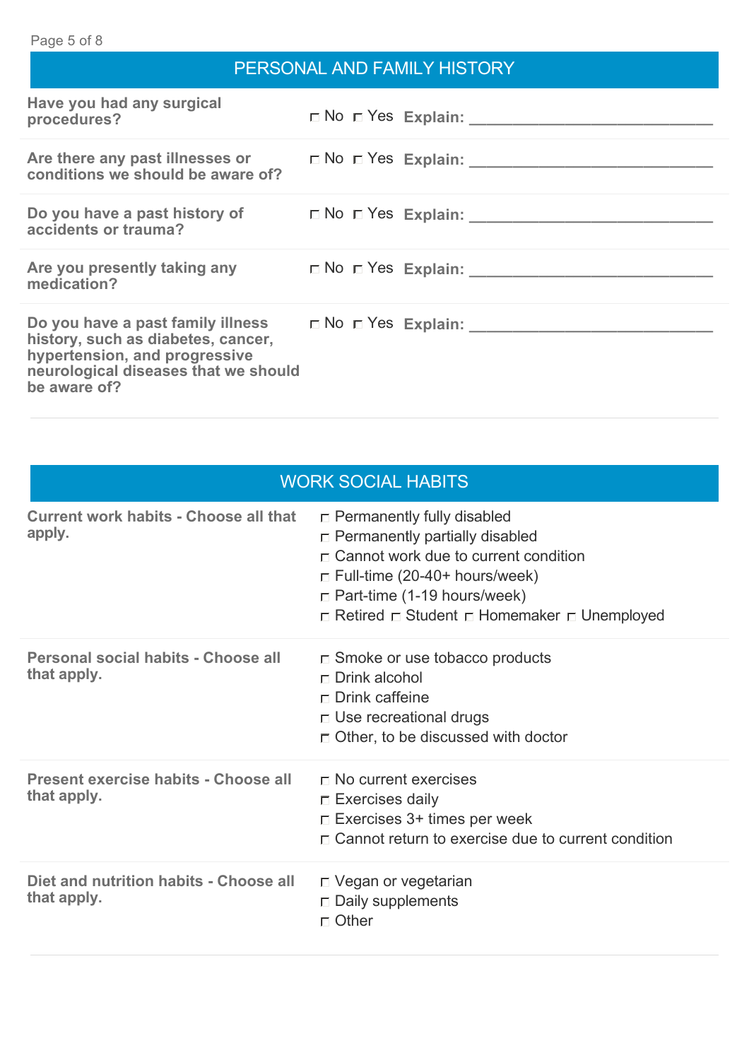## PERSONAL AND FAMILY HISTORY

| | |
|---|---|
| **Have you had any surgical procedures?** | ☐ No ☐ Yes **Explain:** ____________________________ |
| **Are there any past illnesses or conditions we should be aware of?** | ☐ No ☐ Yes **Explain:** ____________________________ |
| **Do you have a past history of accidents or trauma?** | ☐ No ☐ Yes **Explain:** ____________________________ |
| **Are you presently taking any medication?** | ☐ No ☐ Yes **Explain:** ____________________________ |
| **Do you have a past family illness history, such as diabetes, cancer, hypertension, and progressive neurological diseases that we should be aware of?** | ☐ No ☐ Yes **Explain:** ____________________________ |

## WORK SOCIAL HABITS

**Current work habits - Choose all that apply.**

- ☐ Permanently fully disabled
- ☐ Permanently partially disabled
- ☐ Cannot work due to current condition
- ☐ Full-time (20-40+ hours/week)
- ☐ Part-time (1-19 hours/week)
- ☐ Retired ☐ Student ☐ Homemaker ☐ Unemployed

**Personal social habits - Choose all that apply.**

- ☐ Smoke or use tobacco products
- ☐ Drink alcohol
- ☐ Drink caffeine
- ☐ Use recreational drugs
- ☐ Other, to be discussed with doctor

**Present exercise habits - Choose all that apply.**

- ☐ No current exercises
- ☐ Exercises daily
- ☐ Exercises 3+ times per week
- ☐ Cannot return to exercise due to current condition

**Diet and nutrition habits - Choose all that apply.**

- ☐ Vegan or vegetarian
- ☐ Daily supplements
- ☐ Other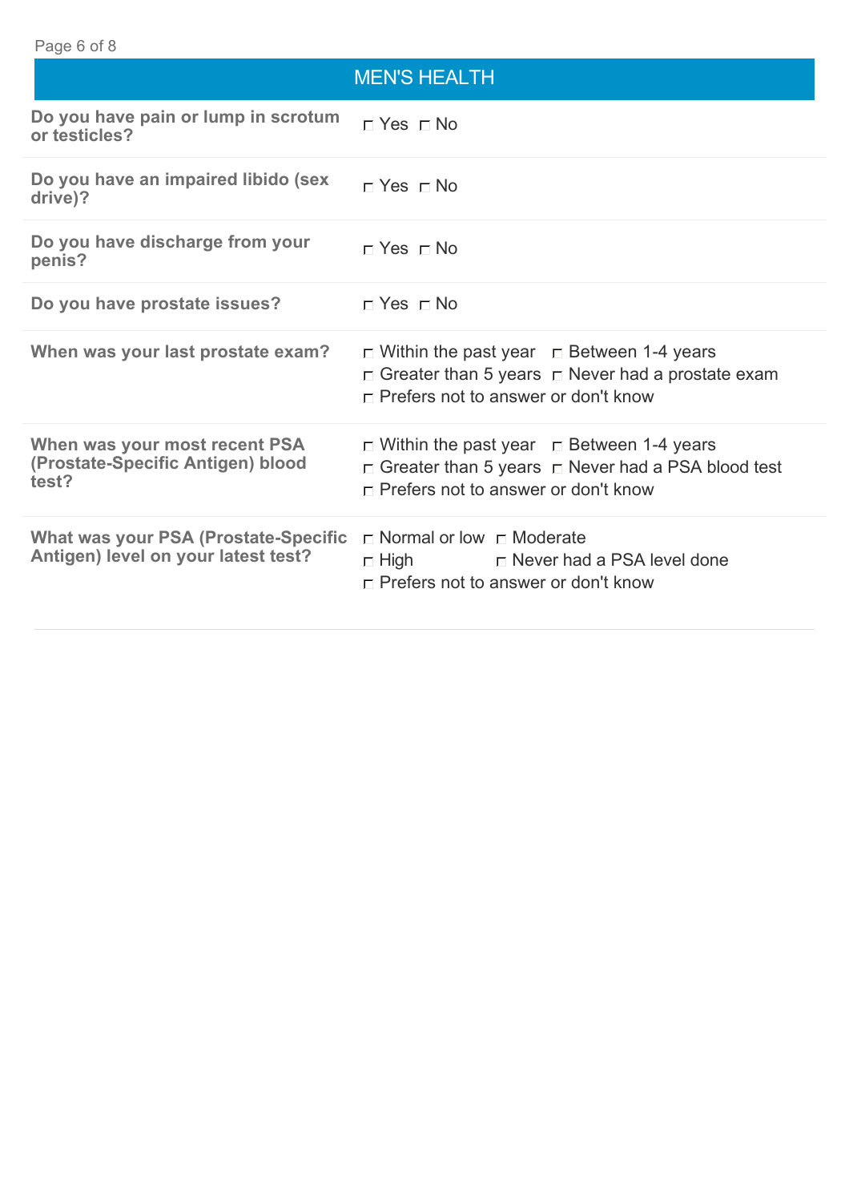## MEN'S HEALTH

| Question | Response |
|---|---|
| **Do you have pain or lump in scrotum or testicles?** | ☐ Yes ☐ No |
| **Do you have an impaired libido (sex drive)?** | ☐ Yes ☐ No |
| **Do you have discharge from your penis?** | ☐ Yes ☐ No |
| **Do you have prostate issues?** | ☐ Yes ☐ No |
| **When was your last prostate exam?** | ☐ Within the past year ☐ Between 1-4 years ☐ Greater than 5 years ☐ Never had a prostate exam ☐ Prefers not to answer or don't know |
| **When was your most recent PSA (Prostate-Specific Antigen) blood test?** | ☐ Within the past year ☐ Between 1-4 years ☐ Greater than 5 years ☐ Never had a PSA blood test ☐ Prefers not to answer or don't know |
| **What was your PSA (Prostate-Specific Antigen) level on your latest test?** | ☐ Normal or low ☐ Moderate ☐ High ☐ Never had a PSA level done ☐ Prefers not to answer or don't know |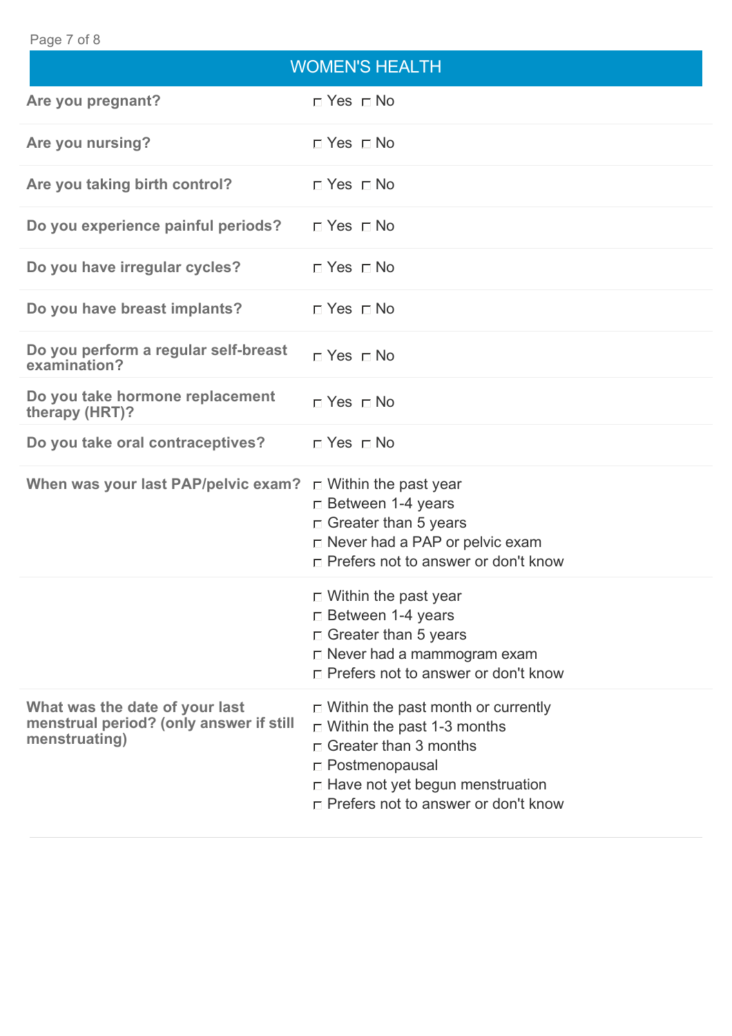## WOMEN'S HEALTH

| | |
|---|---|
| **Are you pregnant?** | ☐ Yes ☐ No |
| **Are you nursing?** | ☐ Yes ☐ No |
| **Are you taking birth control?** | ☐ Yes ☐ No |
| **Do you experience painful periods?** | ☐ Yes ☐ No |
| **Do you have irregular cycles?** | ☐ Yes ☐ No |
| **Do you have breast implants?** | ☐ Yes ☐ No |
| **Do you perform a regular self-breast examination?** | ☐ Yes ☐ No |
| **Do you take hormone replacement therapy (HRT)?** | ☐ Yes ☐ No |
| **Do you take oral contraceptives?** | ☐ Yes ☐ No |
| **When was your last PAP/pelvic exam?** | ☐ Within the past year<br>☐ Between 1-4 years<br>☐ Greater than 5 years<br>☐ Never had a PAP or pelvic exam<br>☐ Prefers not to answer or don't know |
| | ☐ Within the past year<br>☐ Between 1-4 years<br>☐ Greater than 5 years<br>☐ Never had a mammogram exam<br>☐ Prefers not to answer or don't know |
| **What was the date of your last menstrual period? (only answer if still menstruating)** | ☐ Within the past month or currently<br>☐ Within the past 1-3 months<br>☐ Greater than 3 months<br>☐ Postmenopausal<br>☐ Have not yet begun menstruation<br>☐ Prefers not to answer or don't know |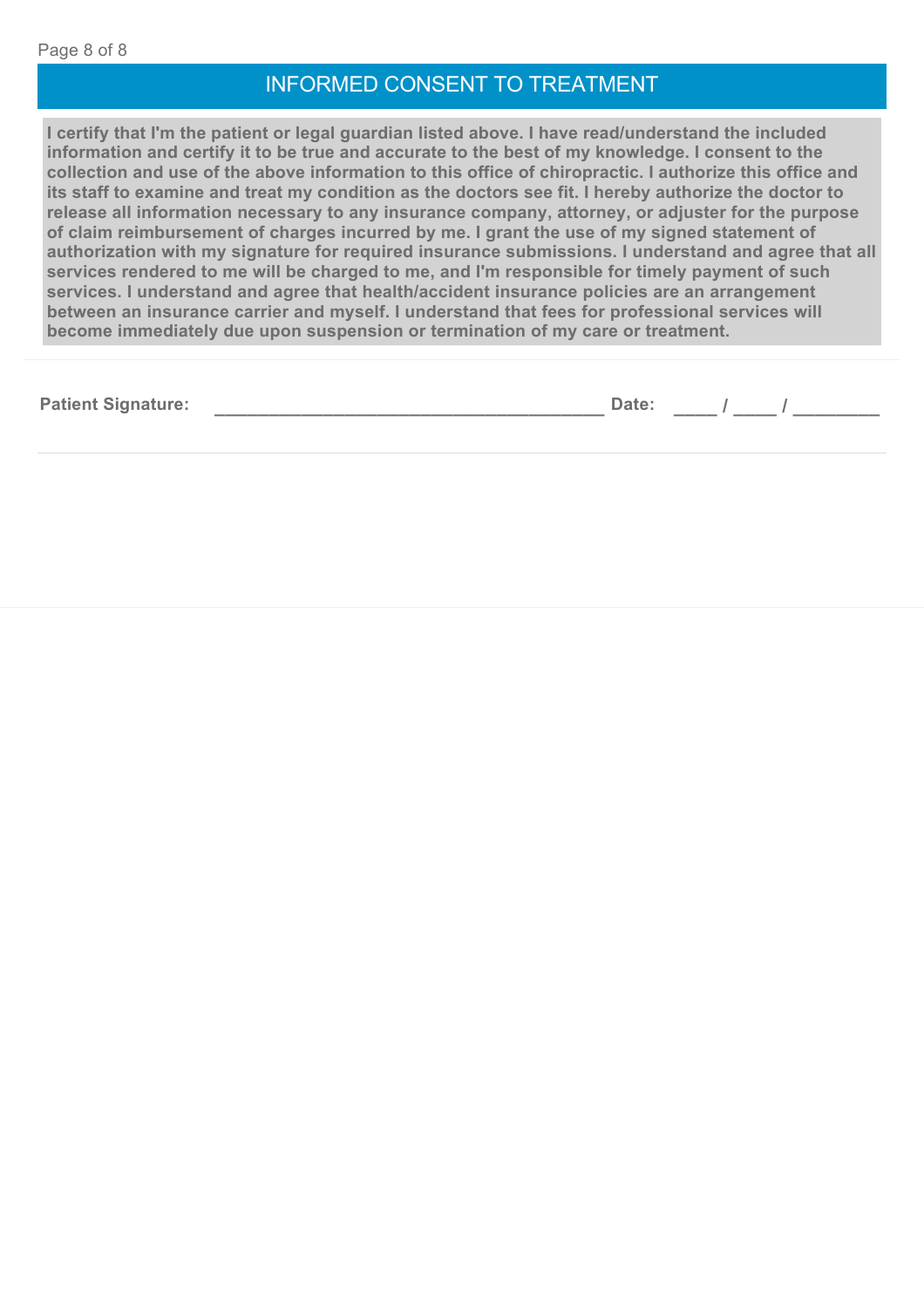## INFORMED CONSENT TO TREATMENT

**I certify that I'm the patient or legal guardian listed above. I have read/understand the included information and certify it to be true and accurate to the best of my knowledge. I consent to the collection and use of the above information to this office of chiropractic. I authorize this office and its staff to examine and treat my condition as the doctors see fit. I hereby authorize the doctor to release all information necessary to any insurance company, attorney, or adjuster for the purpose of claim reimbursement of charges incurred by me. I grant the use of my signed statement of authorization with my signature for required insurance submissions. I understand and agree that all services rendered to me will be charged to me, and I'm responsible for timely payment of such services. I understand and agree that health/accident insurance policies are an arrangement between an insurance carrier and myself. I understand that fees for professional services will become immediately due upon suspension or termination of my care or treatment.**

**Patient Signature:** ______________________________________ **Date:** ____ / ____ / ________